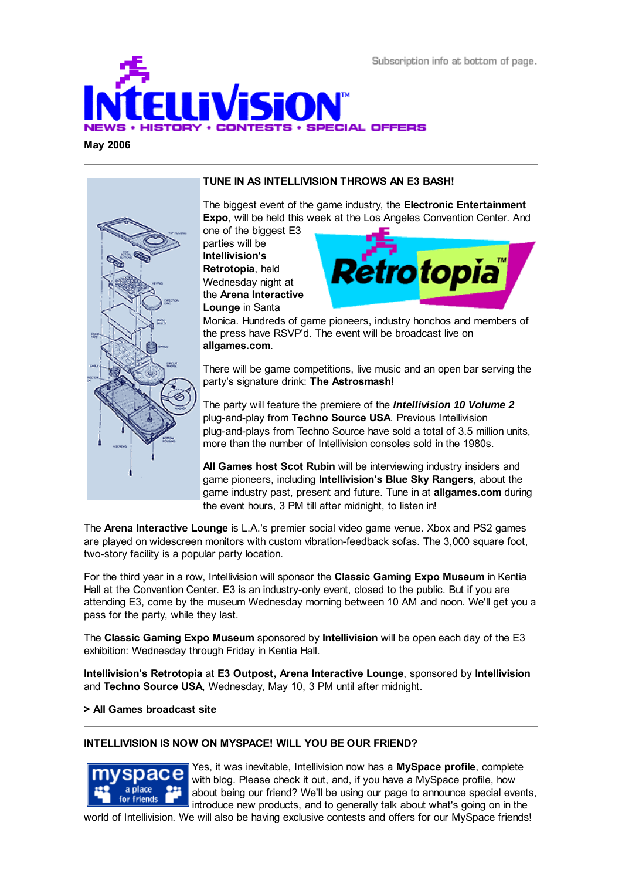Subscription info at bottom of page.

# INTELLIVISION

NEWS • HISTORY • CONTESTS • SPECIAL OFFERS

**May 2006**

---

## TUNE IN AS INTELLIVISION THROWS AN E3 BASH!

The biggest event of the game industry, the **Electronic Entertainment Expo**, will be held this week at the Los Angeles Convention Center. And one of the biggest E3 parties will be **Intellivision's Retrotopia**, held Wednesday night at the **Arena Interactive Lounge** in Santa Monica. Hundreds of game pioneers, industry honchos and members of the press have RSVP'd. The event will be broadcast live on **allgames.com**.

There will be game competitions, live music and an open bar serving the party's signature drink: **The Astrosmash!**

The party will feature the premiere of the ***Intellivision 10 Volume 2*** plug-and-play from **Techno Source USA**. Previous Intellivision plug-and-plays from Techno Source have sold a total of 3.5 million units, more than the number of Intellivision consoles sold in the 1980s.

**All Games host Scot Rubin** will be interviewing industry insiders and game pioneers, including **Intellivision's Blue Sky Rangers**, about the game industry past, present and future. Tune in at **allgames.com** during the event hours, 3 PM till after midnight, to listen in!

The **Arena Interactive Lounge** is L.A.'s premier social video game venue. Xbox and PS2 games are played on widescreen monitors with custom vibration-feedback sofas. The 3,000 square foot, two-story facility is a popular party location.

For the third year in a row, Intellivision will sponsor the **Classic Gaming Expo Museum** in Kentia Hall at the Convention Center. E3 is an industry-only event, closed to the public. But if you are attending E3, come by the museum Wednesday morning between 10 AM and noon. We'll get you a pass for the party, while they last.

The **Classic Gaming Expo Museum** sponsored by **Intellivision** will be open each day of the E3 exhibition: Wednesday through Friday in Kentia Hall.

**Intellivision's Retrotopia** at **E3 Outpost, Arena Interactive Lounge**, sponsored by **Intellivision** and **Techno Source USA**, Wednesday, May 10, 3 PM until after midnight.

**> All Games broadcast site**

---

## INTELLIVISION IS NOW ON MYSPACE! WILL YOU BE OUR FRIEND?

Yes, it was inevitable, Intellivision now has a **MySpace profile**, complete with blog. Please check it out, and, if you have a MySpace profile, how about being our friend? We'll be using our page to announce special events, introduce new products, and to generally talk about what's going on in the world of Intellivision. We will also be having exclusive contests and offers for our MySpace friends!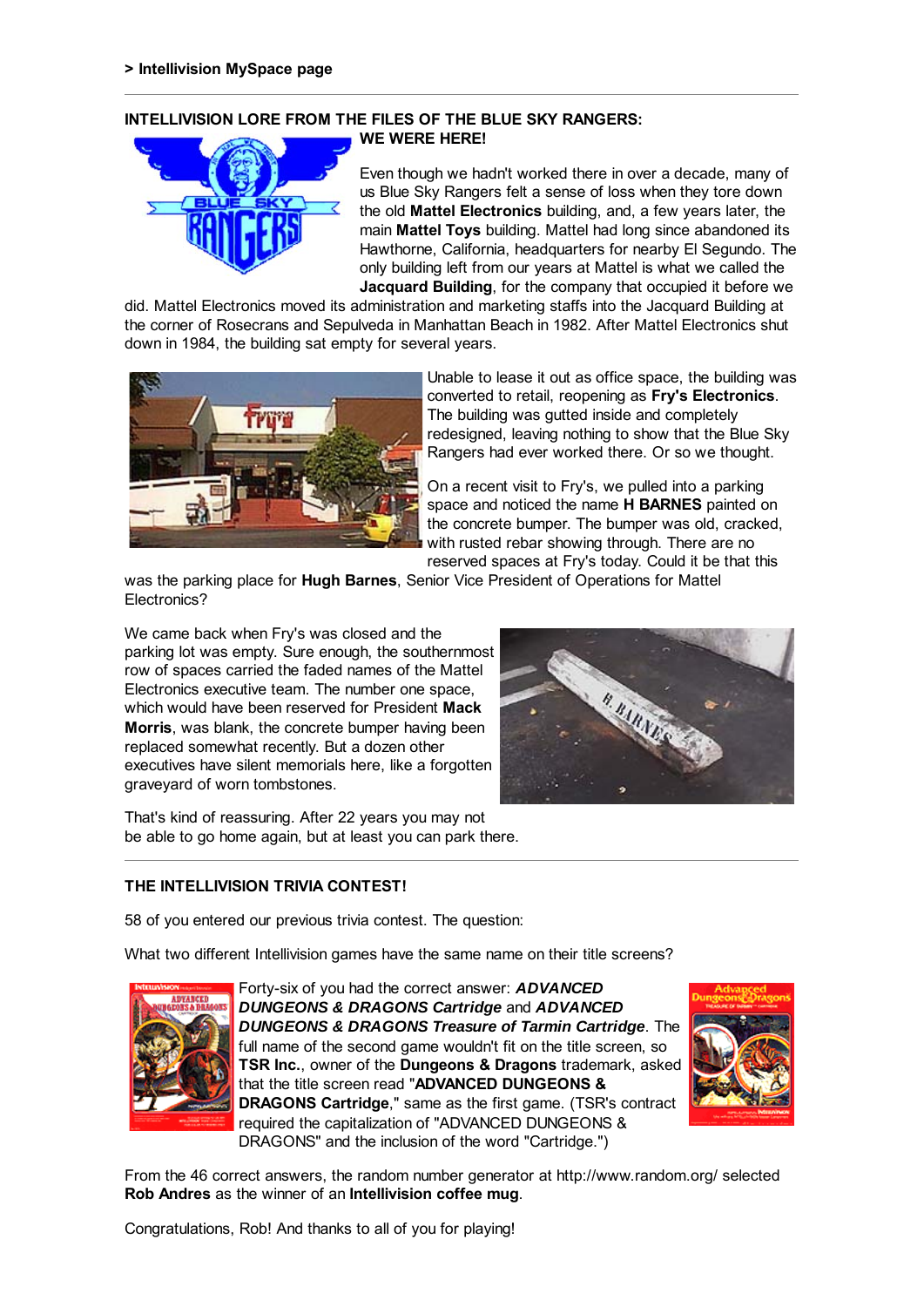**> Intellivision MySpace page**

---

### INTELLIVISION LORE FROM THE FILES OF THE BLUE SKY RANGERS: WE WERE HERE!

Even though we hadn't worked there in over a decade, many of us Blue Sky Rangers felt a sense of loss when they tore down the old **Mattel Electronics** building, and, a few years later, the main **Mattel Toys** building. Mattel had long since abandoned its Hawthorne, California, headquarters for nearby El Segundo. The only building left from our years at Mattel is what we called the **Jacquard Building**, for the company that occupied it before we did. Mattel Electronics moved its administration and marketing staffs into the Jacquard Building at the corner of Rosecrans and Sepulveda in Manhattan Beach in 1982. After Mattel Electronics shut down in 1984, the building sat empty for several years.

Unable to lease it out as office space, the building was converted to retail, reopening as **Fry's Electronics**. The building was gutted inside and completely redesigned, leaving nothing to show that the Blue Sky Rangers had ever worked there. Or so we thought.

On a recent visit to Fry's, we pulled into a parking space and noticed the name **H BARNES** painted on the concrete bumper. The bumper was old, cracked, with rusted rebar showing through. There are no reserved spaces at Fry's today. Could it be that this was the parking place for **Hugh Barnes**, Senior Vice President of Operations for Mattel Electronics?

We came back when Fry's was closed and the parking lot was empty. Sure enough, the southernmost row of spaces carried the faded names of the Mattel Electronics executive team. The number one space, which would have been reserved for President **Mack Morris**, was blank, the concrete bumper having been replaced somewhat recently. But a dozen other executives have silent memorials here, like a forgotten graveyard of worn tombstones.

That's kind of reassuring. After 22 years you may not be able to go home again, but at least you can park there.

---

### THE INTELLIVISION TRIVIA CONTEST!

58 of you entered our previous trivia contest. The question:

What two different Intellivision games have the same name on their title screens?

Forty-six of you had the correct answer: ***ADVANCED DUNGEONS & DRAGONS Cartridge*** and ***ADVANCED DUNGEONS & DRAGONS Treasure of Tarmin Cartridge***. The full name of the second game wouldn't fit on the title screen, so **TSR Inc.**, owner of the **Dungeons & Dragons** trademark, asked that the title screen read "**ADVANCED DUNGEONS & DRAGONS Cartridge**," same as the first game. (TSR's contract required the capitalization of "ADVANCED DUNGEONS & DRAGONS" and the inclusion of the word "Cartridge.")

From the 46 correct answers, the random number generator at http://www.random.org/ selected **Rob Andres** as the winner of an **Intellivision coffee mug**.

Congratulations, Rob! And thanks to all of you for playing!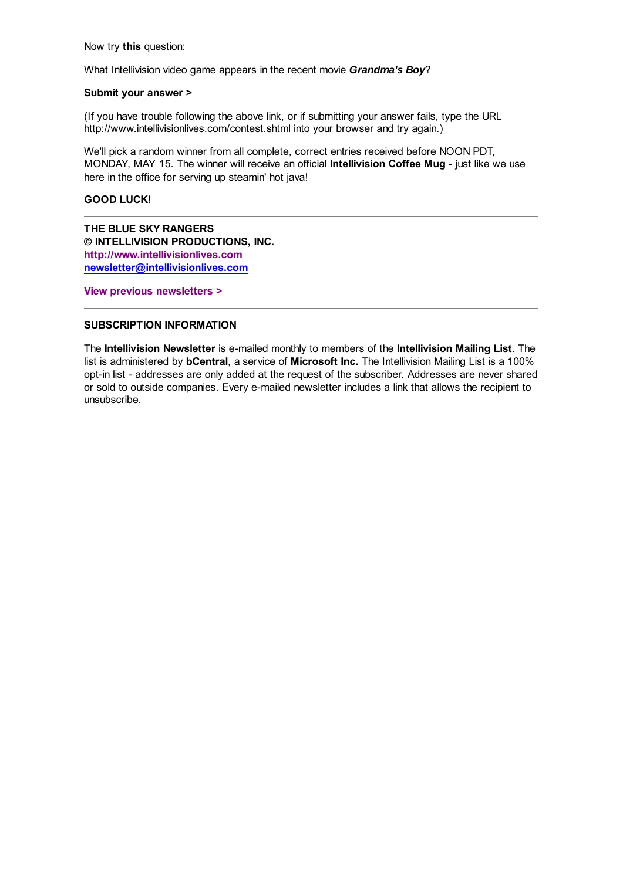Now try **this** question:

What Intellivision video game appears in the recent movie ***Grandma's Boy***?

**Submit your answer >**

(If you have trouble following the above link, or if submitting your answer fails, type the URL http://www.intellivisionlives.com/contest.shtml into your browser and try again.)

We'll pick a random winner from all complete, correct entries received before NOON PDT, MONDAY, MAY 15. The winner will receive an official **Intellivision Coffee Mug** - just like we use here in the office for serving up steamin' hot java!

**GOOD LUCK!**

---

**THE BLUE SKY RANGERS**
**© INTELLIVISION PRODUCTIONS, INC.**
**http://www.intellivisionlives.com**
**newsletter@intellivisionlives.com**

**View previous newsletters >**

---

**SUBSCRIPTION INFORMATION**

The **Intellivision Newsletter** is e-mailed monthly to members of the **Intellivision Mailing List**. The list is administered by **bCentral**, a service of **Microsoft Inc.** The Intellivision Mailing List is a 100% opt-in list - addresses are only added at the request of the subscriber. Addresses are never shared or sold to outside companies. Every e-mailed newsletter includes a link that allows the recipient to unsubscribe.